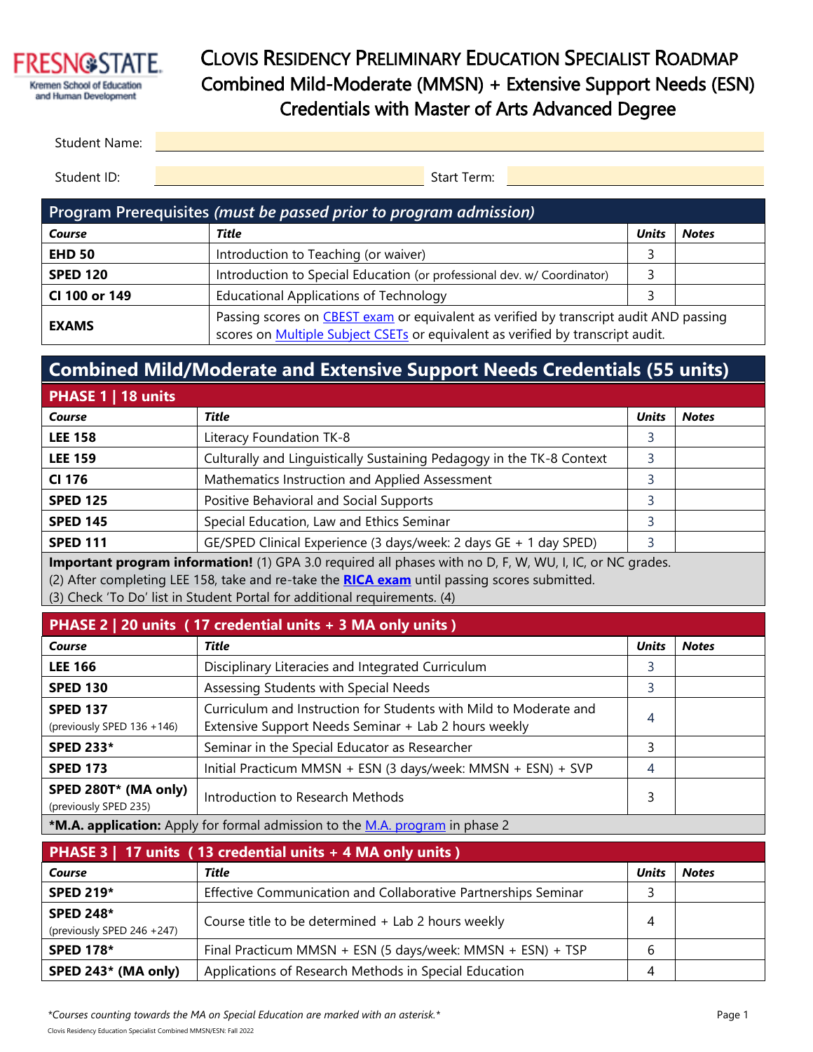# Clovis Residency Preliminary Education Specialist Roadmap
## Combined Mild-Moderate (MMSN) + Extensive Support Needs (ESN) Credentials with Master of Arts Advanced Degree

Student Name:

Student ID: Start Term:

| Program Prerequisites *(must be passed prior to program admission)* | | | |
|---|---|---|---|
| ***Course*** | ***Title*** | ***Units*** | ***Notes*** |
| **EHD 50** | Introduction to Teaching (or waiver) | 3 | |
| **SPED 120** | Introduction to Special Education (or professional dev. w/ Coordinator) | 3 | |
| **CI 100 or 149** | Educational Applications of Technology | 3 | |
| **EXAMS** | Passing scores on CBEST exam or equivalent as verified by transcript audit AND passing scores on Multiple Subject CSETs or equivalent as verified by transcript audit. | | |

## Combined Mild/Moderate and Extensive Support Needs Credentials (55 units)

| PHASE 1 \| 18 units | | | |
|---|---|---|---|
| ***Course*** | ***Title*** | ***Units*** | ***Notes*** |
| **LEE 158** | Literacy Foundation TK-8 | 3 | |
| **LEE 159** | Culturally and Linguistically Sustaining Pedagogy in the TK-8 Context | 3 | |
| **CI 176** | Mathematics Instruction and Applied Assessment | 3 | |
| **SPED 125** | Positive Behavioral and Social Supports | 3 | |
| **SPED 145** | Special Education, Law and Ethics Seminar | 3 | |
| **SPED 111** | GE/SPED Clinical Experience (3 days/week: 2 days GE + 1 day SPED) | 3 | |

**Important program information!** (1) GPA 3.0 required all phases with no D, F, W, WU, I, IC, or NC grades.
(2) After completing LEE 158, take and re-take the **RICA exam** until passing scores submitted.
(3) Check 'To Do' list in Student Portal for additional requirements. (4)

| PHASE 2 \| 20 units ( 17 credential units + 3 MA only units ) | | | |
|---|---|---|---|
| ***Course*** | ***Title*** | ***Units*** | ***Notes*** |
| **LEE 166** | Disciplinary Literacies and Integrated Curriculum | 3 | |
| **SPED 130** | Assessing Students with Special Needs | 3 | |
| **SPED 137** (previously SPED 136 +146) | Curriculum and Instruction for Students with Mild to Moderate and Extensive Support Needs Seminar + Lab 2 hours weekly | 4 | |
| **SPED 233*** | Seminar in the Special Educator as Researcher | 3 | |
| **SPED 173** | Initial Practicum MMSN + ESN (3 days/week: MMSN + ESN) + SVP | 4 | |
| **SPED 280T* (MA only)** (previously SPED 235) | Introduction to Research Methods | 3 | |

***M.A. application:** Apply for formal admission to the M.A. program in phase 2

| PHASE 3 \| 17 units ( 13 credential units + 4 MA only units ) | | | |
|---|---|---|---|
| ***Course*** | ***Title*** | ***Units*** | ***Notes*** |
| **SPED 219*** | Effective Communication and Collaborative Partnerships Seminar | 3 | |
| **SPED 248*** (previously SPED 246 +247) | Course title to be determined + Lab 2 hours weekly | 4 | |
| **SPED 178*** | Final Practicum MMSN + ESN (5 days/week: MMSN + ESN) + TSP | 6 | |
| **SPED 243* (MA only)** | Applications of Research Methods in Special Education | 4 | |

**Courses counting towards the MA on Special Education are marked with an asterisk.**

Clovis Residency Education Specialist Combined MMSN/ESN: Fall 2022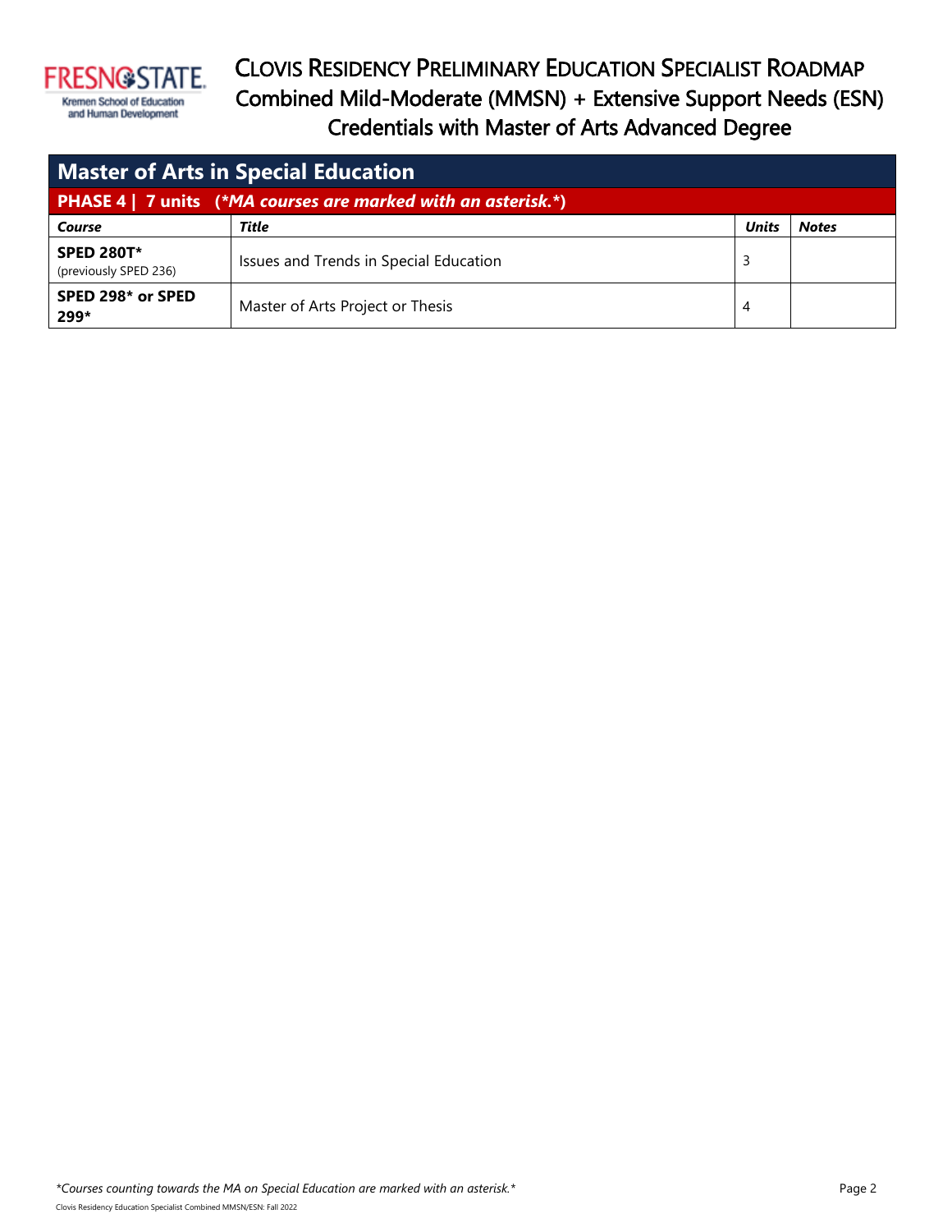# Clovis Residency Preliminary Education Specialist Roadmap
## Combined Mild-Moderate (MMSN) + Extensive Support Needs (ESN) Credentials with Master of Arts Advanced Degree

## Master of Arts in Special Education

### PHASE 4 | 7 units (*MA courses are marked with an asterisk.*)

| Course | Title | Units | Notes |
|---|---|---|---|
| **SPED 280T*** (previously SPED 236) | Issues and Trends in Special Education | 3 | |
| **SPED 298* or SPED 299*** | Master of Arts Project or Thesis | 4 | |

*Courses counting towards the MA on Special Education are marked with an asterisk.*

Clovis Residency Education Specialist Combined MMSN/ESN: Fall 2022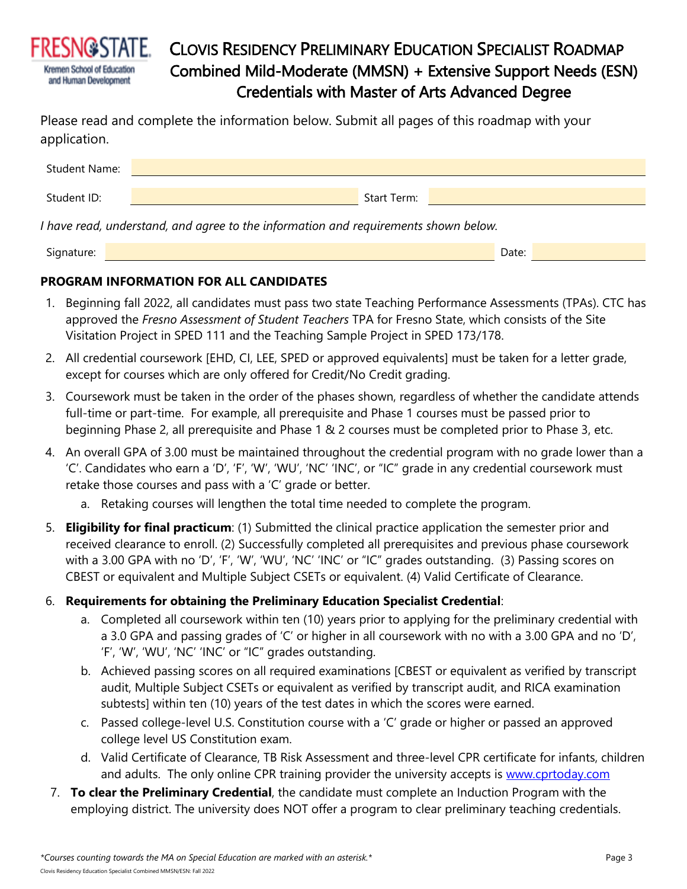# CLOVIS RESIDENCY PRELIMINARY EDUCATION SPECIALIST ROADMAP
## Combined Mild-Moderate (MMSN) + Extensive Support Needs (ESN) Credentials with Master of Arts Advanced Degree

FRESNO STATE
Kremen School of Education and Human Development

Please read and complete the information below. Submit all pages of this roadmap with your application.

Student Name: ____________________

Student ID: ____________________ Start Term: ____________________

*I have read, understand, and agree to the information and requirements shown below.*

Signature: ____________________ Date: ____________________

**PROGRAM INFORMATION FOR ALL CANDIDATES**

1. Beginning fall 2022, all candidates must pass two state Teaching Performance Assessments (TPAs). CTC has approved the *Fresno Assessment of Student Teachers* TPA for Fresno State, which consists of the Site Visitation Project in SPED 111 and the Teaching Sample Project in SPED 173/178.
2. All credential coursework [EHD, CI, LEE, SPED or approved equivalents] must be taken for a letter grade, except for courses which are only offered for Credit/No Credit grading.
3. Coursework must be taken in the order of the phases shown, regardless of whether the candidate attends full-time or part-time. For example, all prerequisite and Phase 1 courses must be passed prior to beginning Phase 2, all prerequisite and Phase 1 & 2 courses must be completed prior to Phase 3, etc.
4. An overall GPA of 3.00 must be maintained throughout the credential program with no grade lower than a 'C'. Candidates who earn a 'D', 'F', 'W', 'WU', 'NC' 'INC', or "IC" grade in any credential coursework must retake those courses and pass with a 'C' grade or better.
   a. Retaking courses will lengthen the total time needed to complete the program.
5. **Eligibility for final practicum**: (1) Submitted the clinical practice application the semester prior and received clearance to enroll. (2) Successfully completed all prerequisites and previous phase coursework with a 3.00 GPA with no 'D', 'F', 'W', 'WU', 'NC' 'INC' or "IC" grades outstanding. (3) Passing scores on CBEST or equivalent and Multiple Subject CSETs or equivalent. (4) Valid Certificate of Clearance.
6. **Requirements for obtaining the Preliminary Education Specialist Credential**:
   a. Completed all coursework within ten (10) years prior to applying for the preliminary credential with a 3.0 GPA and passing grades of 'C' or higher in all coursework with no with a 3.00 GPA and no 'D', 'F', 'W', 'WU', 'NC' 'INC' or "IC" grades outstanding.
   b. Achieved passing scores on all required examinations [CBEST or equivalent as verified by transcript audit, Multiple Subject CSETs or equivalent as verified by transcript audit, and RICA examination subtests] within ten (10) years of the test dates in which the scores were earned.
   c. Passed college-level U.S. Constitution course with a 'C' grade or higher or passed an approved college level US Constitution exam.
   d. Valid Certificate of Clearance, TB Risk Assessment and three-level CPR certificate for infants, children and adults. The only online CPR training provider the university accepts is www.cprtoday.com
7. **To clear the Preliminary Credential**, the candidate must complete an Induction Program with the employing district. The university does NOT offer a program to clear preliminary teaching credentials.

*\*Courses counting towards the MA on Special Education are marked with an asterisk.\**